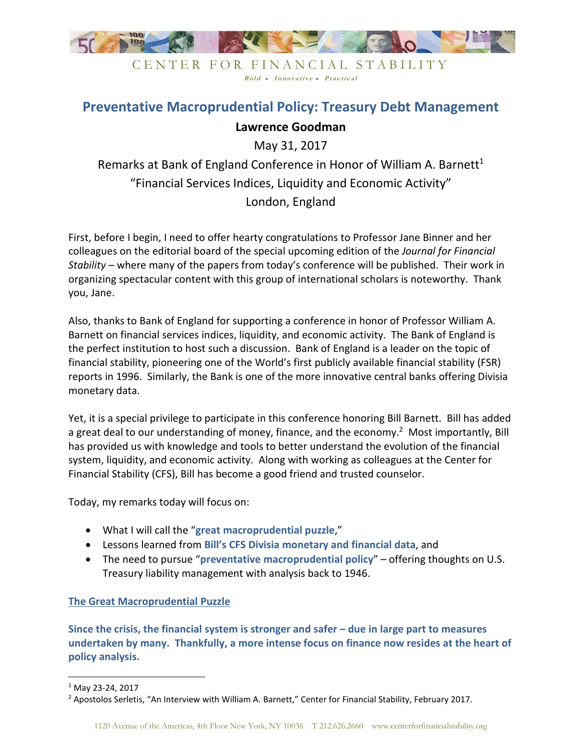CENTER FOR FINANCIAL STABILITY

*Bold • Innovative • Practical*

# Preventative Macroprudential Policy: Treasury Debt Management

**Lawrence Goodman**

May 31, 2017

Remarks at Bank of England Conference in Honor of William A. Barnett[1]

"Financial Services Indices, Liquidity and Economic Activity"

London, England

First, before I begin, I need to offer hearty congratulations to Professor Jane Binner and her colleagues on the editorial board of the special upcoming edition of the *Journal for Financial Stability* – where many of the papers from today's conference will be published. Their work in organizing spectacular content with this group of international scholars is noteworthy. Thank you, Jane.

Also, thanks to Bank of England for supporting a conference in honor of Professor William A. Barnett on financial services indices, liquidity, and economic activity. The Bank of England is the perfect institution to host such a discussion. Bank of England is a leader on the topic of financial stability, pioneering one of the World's first publicly available financial stability (FSR) reports in 1996. Similarly, the Bank is one of the more innovative central banks offering Divisia monetary data.

Yet, it is a special privilege to participate in this conference honoring Bill Barnett. Bill has added a great deal to our understanding of money, finance, and the economy.[2] Most importantly, Bill has provided us with knowledge and tools to better understand the evolution of the financial system, liquidity, and economic activity. Along with working as colleagues at the Center for Financial Stability (CFS), Bill has become a good friend and trusted counselor.

Today, my remarks today will focus on:

- What I will call the "**great macroprudential puzzle**,"
- Lessons learned from **Bill's CFS Divisia monetary and financial data**, and
- The need to pursue "**preventative macroprudential policy**" – offering thoughts on U.S. Treasury liability management with analysis back to 1946.

## The Great Macroprudential Puzzle

**Since the crisis, the financial system is stronger and safer – due in large part to measures undertaken by many. Thankfully, a more intense focus on finance now resides at the heart of policy analysis.**

[1] May 23-24, 2017

[2] Apostolos Serletis, "An Interview with William A. Barnett," Center for Financial Stability, February 2017.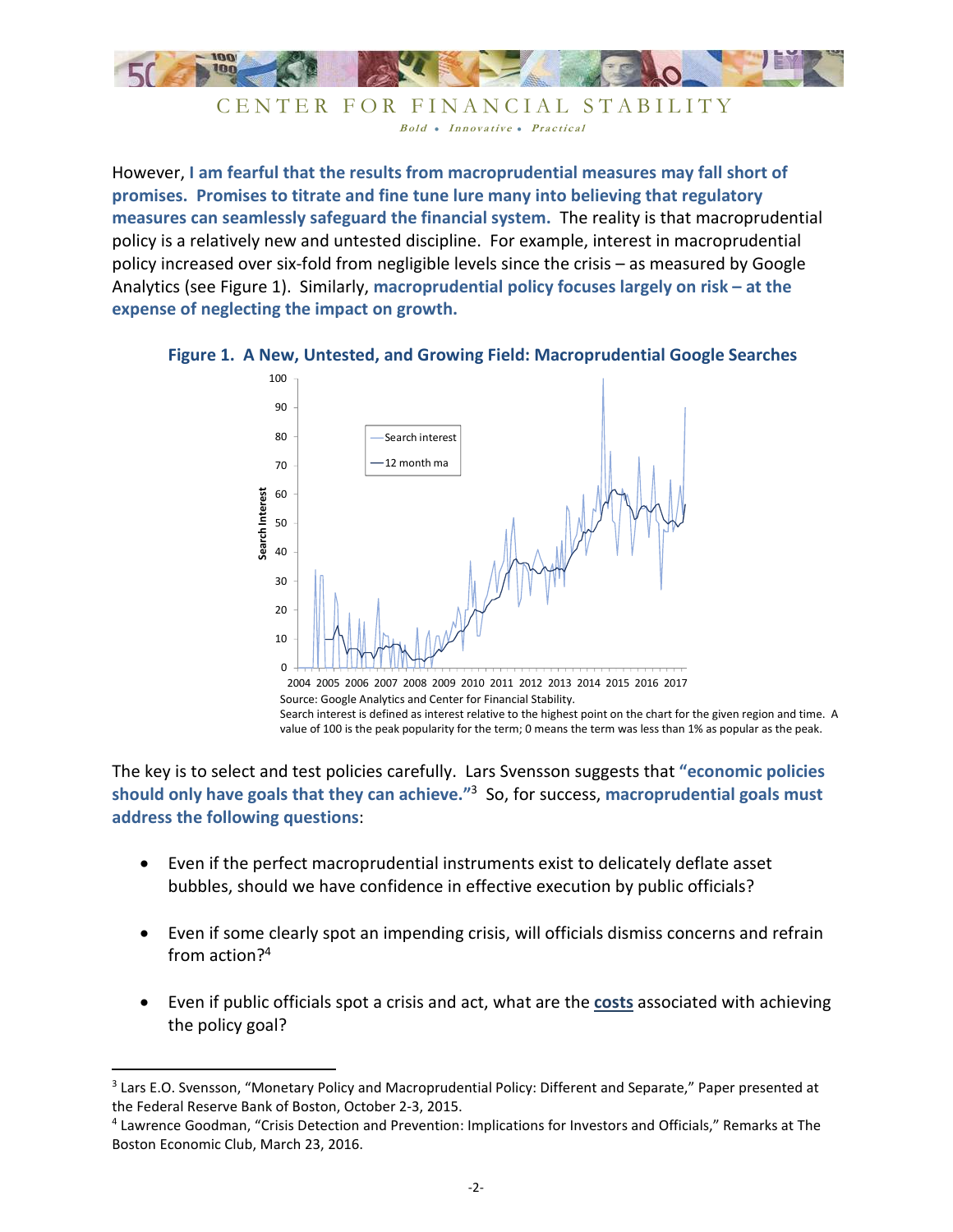However, **I am fearful that the results from macroprudential measures may fall short of promises. Promises to titrate and fine tune lure many into believing that regulatory measures can seamlessly safeguard the financial system.** The reality is that macroprudential policy is a relatively new and untested discipline. For example, interest in macroprudential policy increased over six-fold from negligible levels since the crisis – as measured by Google Analytics (see Figure 1). Similarly, **macroprudential policy focuses largely on risk – at the expense of neglecting the impact on growth.**

**Figure 1. A New, Untested, and Growing Field: Macroprudential Google Searches**

Source: Google Analytics and Center for Financial Stability.
Search interest is defined as interest relative to the highest point on the chart for the given region and time. A value of 100 is the peak popularity for the term; 0 means the term was less than 1% as popular as the peak.

The key is to select and test policies carefully. Lars Svensson suggests that **"economic policies should only have goals that they can achieve."**[3] So, for success, **macroprudential goals must address the following questions**:

- Even if the perfect macroprudential instruments exist to delicately deflate asset bubbles, should we have confidence in effective execution by public officials?
- Even if some clearly spot an impending crisis, will officials dismiss concerns and refrain from action?[4]
- Even if public officials spot a crisis and act, what are the **costs** associated with achieving the policy goal?

---

[3] Lars E.O. Svensson, "Monetary Policy and Macroprudential Policy: Different and Separate," Paper presented at the Federal Reserve Bank of Boston, October 2-3, 2015.

[4] Lawrence Goodman, "Crisis Detection and Prevention: Implications for Investors and Officials," Remarks at The Boston Economic Club, March 23, 2016.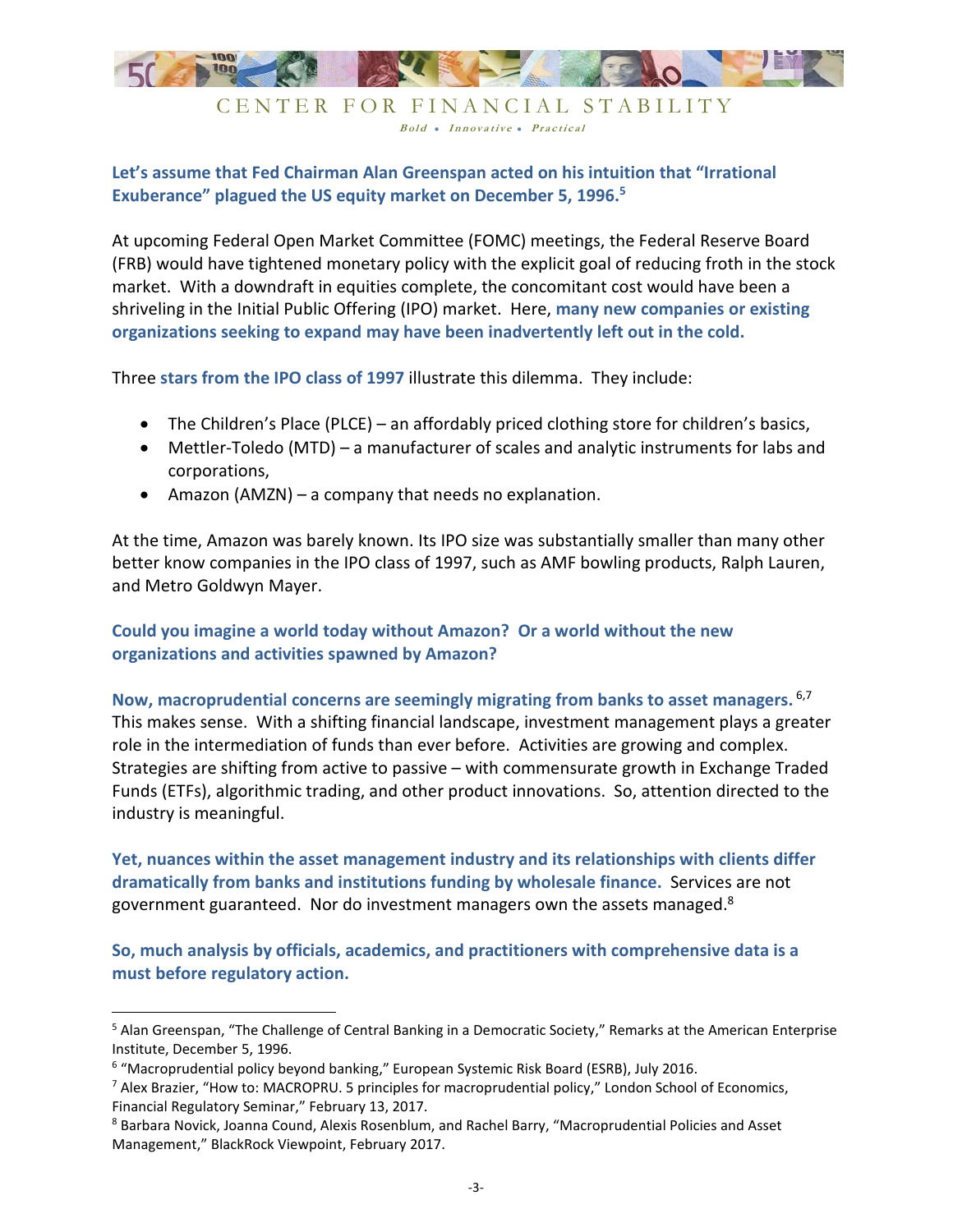**Let's assume that Fed Chairman Alan Greenspan acted on his intuition that "Irrational Exuberance" plagued the US equity market on December 5, 1996.**[5]

At upcoming Federal Open Market Committee (FOMC) meetings, the Federal Reserve Board (FRB) would have tightened monetary policy with the explicit goal of reducing froth in the stock market. With a downdraft in equities complete, the concomitant cost would have been a shriveling in the Initial Public Offering (IPO) market. Here, **many new companies or existing organizations seeking to expand may have been inadvertently left out in the cold.**

Three **stars from the IPO class of 1997** illustrate this dilemma. They include:

- The Children's Place (PLCE) – an affordably priced clothing store for children's basics,
- Mettler-Toledo (MTD) – a manufacturer of scales and analytic instruments for labs and corporations,
- Amazon (AMZN) – a company that needs no explanation.

At the time, Amazon was barely known. Its IPO size was substantially smaller than many other better know companies in the IPO class of 1997, such as AMF bowling products, Ralph Lauren, and Metro Goldwyn Mayer.

**Could you imagine a world today without Amazon? Or a world without the new organizations and activities spawned by Amazon?**

**Now, macroprudential concerns are seemingly migrating from banks to asset managers.**[6,7] This makes sense. With a shifting financial landscape, investment management plays a greater role in the intermediation of funds than ever before. Activities are growing and complex. Strategies are shifting from active to passive – with commensurate growth in Exchange Traded Funds (ETFs), algorithmic trading, and other product innovations. So, attention directed to the industry is meaningful.

**Yet, nuances within the asset management industry and its relationships with clients differ dramatically from banks and institutions funding by wholesale finance.** Services are not government guaranteed. Nor do investment managers own the assets managed.[8]

**So, much analysis by officials, academics, and practitioners with comprehensive data is a must before regulatory action.**

---

[5] Alan Greenspan, "The Challenge of Central Banking in a Democratic Society," Remarks at the American Enterprise Institute, December 5, 1996.

[6] "Macroprudential policy beyond banking," European Systemic Risk Board (ESRB), July 2016.

[7] Alex Brazier, "How to: MACROPRU. 5 principles for macroprudential policy," London School of Economics, Financial Regulatory Seminar," February 13, 2017.

[8] Barbara Novick, Joanna Cound, Alexis Rosenblum, and Rachel Barry, "Macroprudential Policies and Asset Management," BlackRock Viewpoint, February 2017.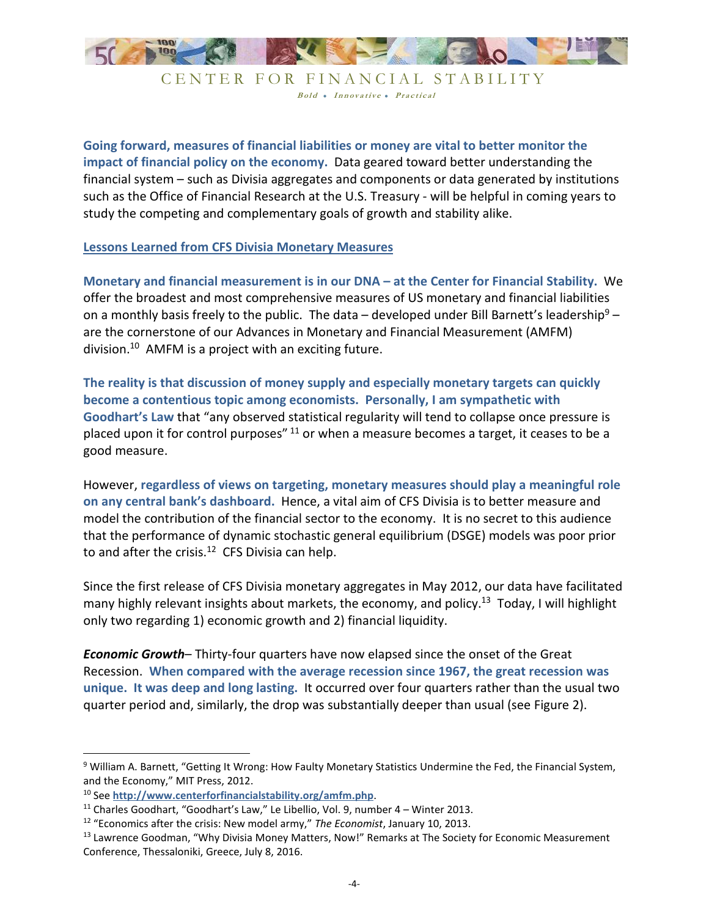**Going forward, measures of financial liabilities or money are vital to better monitor the impact of financial policy on the economy.** Data geared toward better understanding the financial system – such as Divisia aggregates and components or data generated by institutions such as the Office of Financial Research at the U.S. Treasury - will be helpful in coming years to study the competing and complementary goals of growth and stability alike.

## Lessons Learned from CFS Divisia Monetary Measures

**Monetary and financial measurement is in our DNA – at the Center for Financial Stability.** We offer the broadest and most comprehensive measures of US monetary and financial liabilities on a monthly basis freely to the public. The data – developed under Bill Barnett's leadership[9] – are the cornerstone of our Advances in Monetary and Financial Measurement (AMFM) division.[10] AMFM is a project with an exciting future.

**The reality is that discussion of money supply and especially monetary targets can quickly become a contentious topic among economists. Personally, I am sympathetic with Goodhart's Law** that "any observed statistical regularity will tend to collapse once pressure is placed upon it for control purposes" [11] or when a measure becomes a target, it ceases to be a good measure.

However, **regardless of views on targeting, monetary measures should play a meaningful role on any central bank's dashboard.** Hence, a vital aim of CFS Divisia is to better measure and model the contribution of the financial sector to the economy. It is no secret to this audience that the performance of dynamic stochastic general equilibrium (DSGE) models was poor prior to and after the crisis.[12] CFS Divisia can help.

Since the first release of CFS Divisia monetary aggregates in May 2012, our data have facilitated many highly relevant insights about markets, the economy, and policy.[13] Today, I will highlight only two regarding 1) economic growth and 2) financial liquidity.

***Economic Growth***– Thirty-four quarters have now elapsed since the onset of the Great Recession. **When compared with the average recession since 1967, the great recession was unique. It was deep and long lasting.** It occurred over four quarters rather than the usual two quarter period and, similarly, the drop was substantially deeper than usual (see Figure 2).

---

[9] William A. Barnett, "Getting It Wrong: How Faulty Monetary Statistics Undermine the Fed, the Financial System, and the Economy," MIT Press, 2012.

[10] See **http://www.centerforfinancialstability.org/amfm.php**.

[11] Charles Goodhart, "Goodhart's Law," Le Libellio, Vol. 9, number 4 – Winter 2013.

[12] "Economics after the crisis: New model army," *The Economist*, January 10, 2013.

[13] Lawrence Goodman, "Why Divisia Money Matters, Now!" Remarks at The Society for Economic Measurement Conference, Thessaloniki, Greece, July 8, 2016.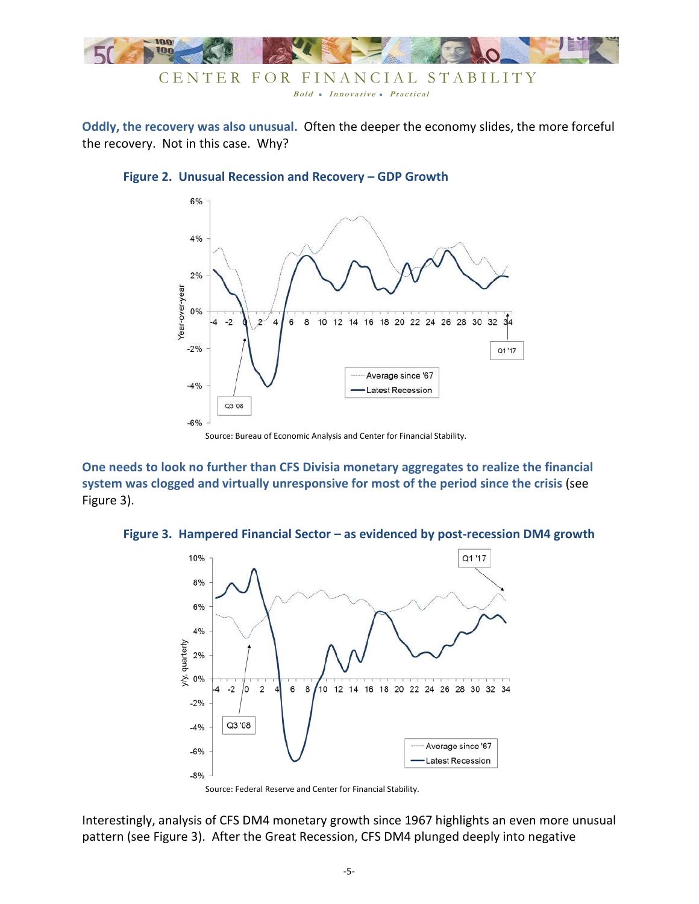**Oddly, the recovery was also unusual.** Often the deeper the economy slides, the more forceful the recovery. Not in this case. Why?

**Figure 2. Unusual Recession and Recovery – GDP Growth**

Source: Bureau of Economic Analysis and Center for Financial Stability.

**One needs to look no further than CFS Divisia monetary aggregates to realize the financial system was clogged and virtually unresponsive for most of the period since the crisis** (see Figure 3).

**Figure 3. Hampered Financial Sector – as evidenced by post-recession DM4 growth**

Source: Federal Reserve and Center for Financial Stability.

Interestingly, analysis of CFS DM4 monetary growth since 1967 highlights an even more unusual pattern (see Figure 3). After the Great Recession, CFS DM4 plunged deeply into negative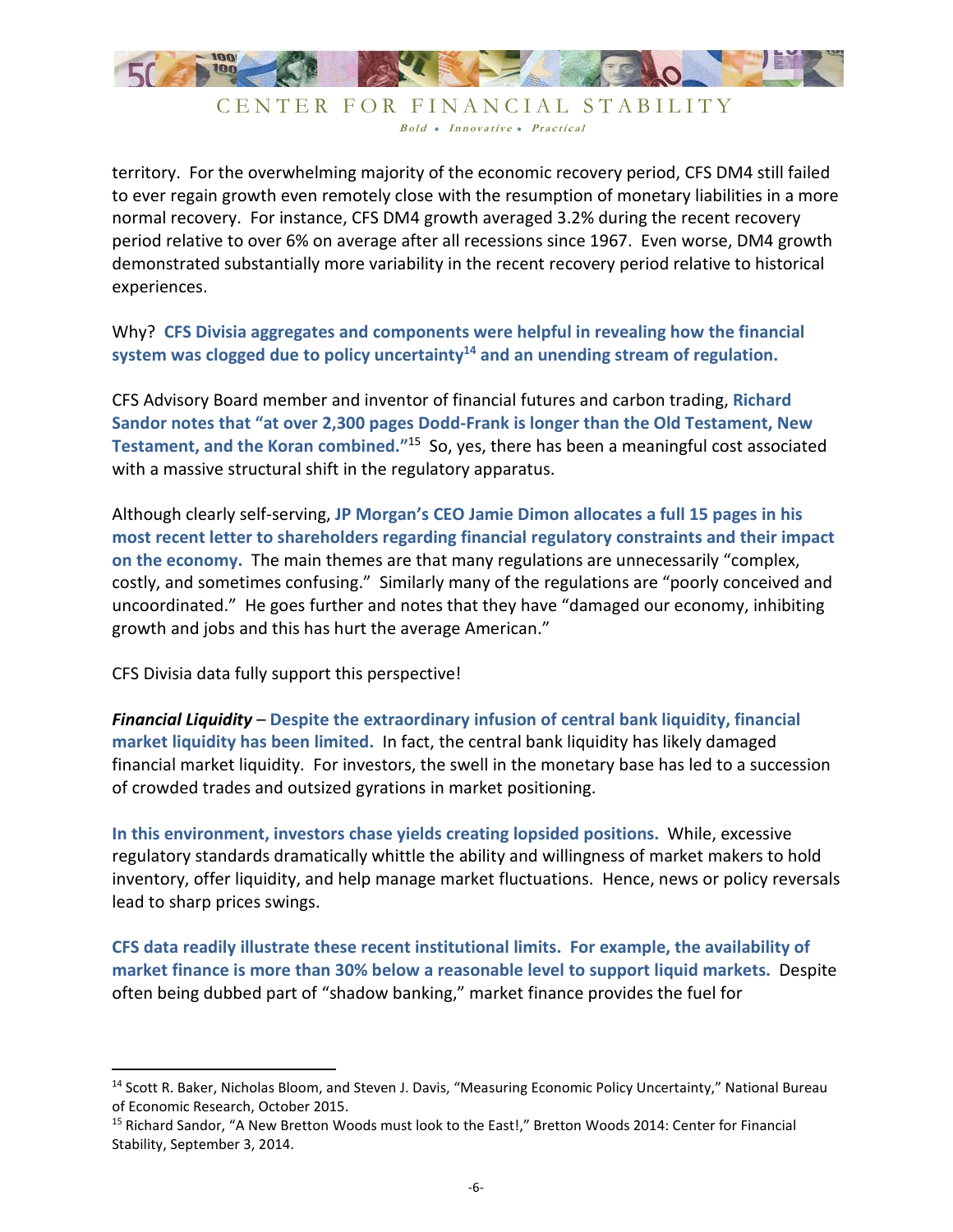territory. For the overwhelming majority of the economic recovery period, CFS DM4 still failed to ever regain growth even remotely close with the resumption of monetary liabilities in a more normal recovery. For instance, CFS DM4 growth averaged 3.2% during the recent recovery period relative to over 6% on average after all recessions since 1967. Even worse, DM4 growth demonstrated substantially more variability in the recent recovery period relative to historical experiences.

Why? **CFS Divisia aggregates and components were helpful in revealing how the financial system was clogged due to policy uncertainty[14] and an unending stream of regulation.**

CFS Advisory Board member and inventor of financial futures and carbon trading, **Richard Sandor notes that "at over 2,300 pages Dodd-Frank is longer than the Old Testament, New Testament, and the Koran combined."**[15] So, yes, there has been a meaningful cost associated with a massive structural shift in the regulatory apparatus.

Although clearly self-serving, **JP Morgan's CEO Jamie Dimon allocates a full 15 pages in his most recent letter to shareholders regarding financial regulatory constraints and their impact on the economy.** The main themes are that many regulations are unnecessarily "complex, costly, and sometimes confusing." Similarly many of the regulations are "poorly conceived and uncoordinated." He goes further and notes that they have "damaged our economy, inhibiting growth and jobs and this has hurt the average American."

CFS Divisia data fully support this perspective!

***Financial Liquidity*** – **Despite the extraordinary infusion of central bank liquidity, financial market liquidity has been limited.** In fact, the central bank liquidity has likely damaged financial market liquidity. For investors, the swell in the monetary base has led to a succession of crowded trades and outsized gyrations in market positioning.

**In this environment, investors chase yields creating lopsided positions.** While, excessive regulatory standards dramatically whittle the ability and willingness of market makers to hold inventory, offer liquidity, and help manage market fluctuations. Hence, news or policy reversals lead to sharp prices swings.

**CFS data readily illustrate these recent institutional limits. For example, the availability of market finance is more than 30% below a reasonable level to support liquid markets.** Despite often being dubbed part of "shadow banking," market finance provides the fuel for

---

[14] Scott R. Baker, Nicholas Bloom, and Steven J. Davis, "Measuring Economic Policy Uncertainty," National Bureau of Economic Research, October 2015.

[15] Richard Sandor, "A New Bretton Woods must look to the East!," Bretton Woods 2014: Center for Financial Stability, September 3, 2014.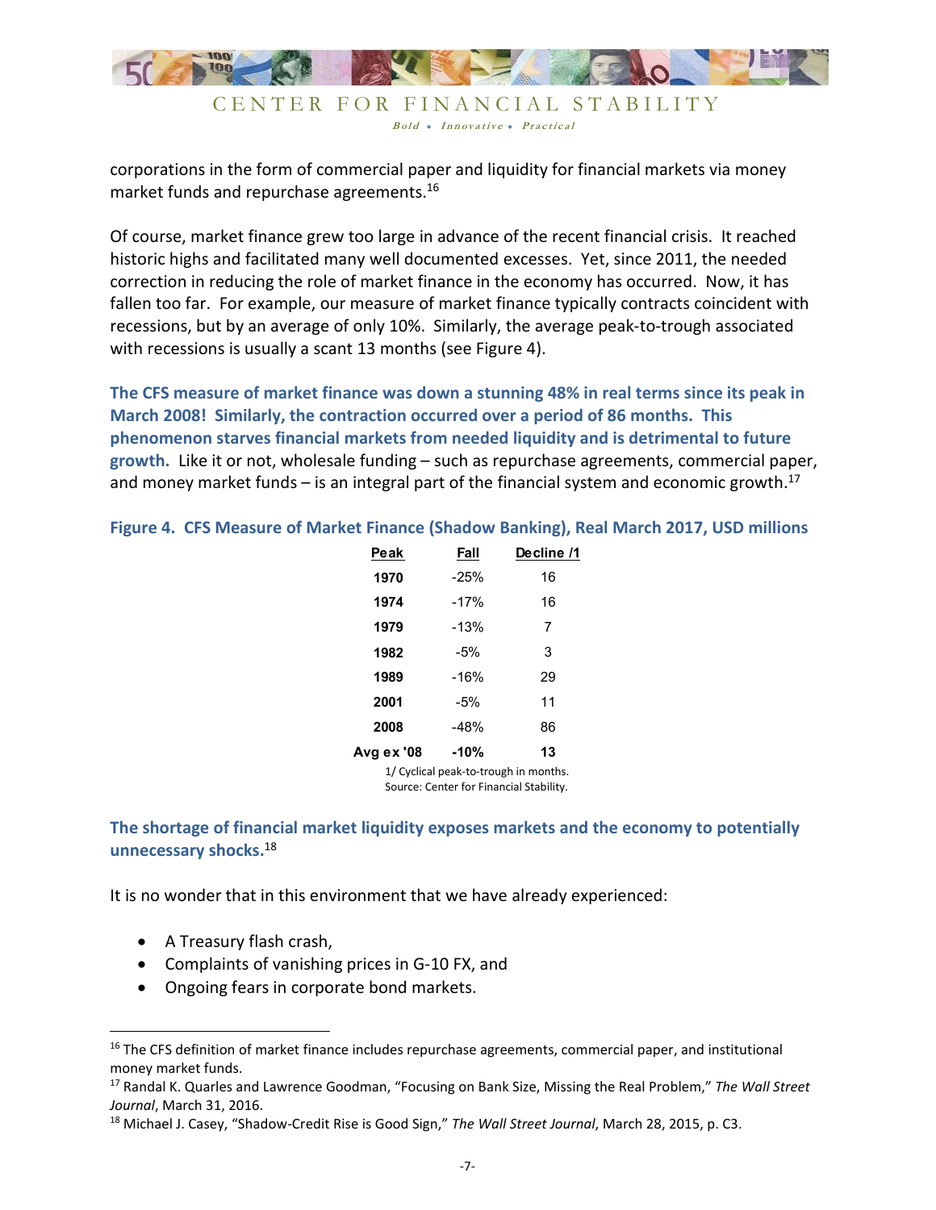corporations in the form of commercial paper and liquidity for financial markets via money market funds and repurchase agreements.[16]

Of course, market finance grew too large in advance of the recent financial crisis. It reached historic highs and facilitated many well documented excesses. Yet, since 2011, the needed correction in reducing the role of market finance in the economy has occurred. Now, it has fallen too far. For example, our measure of market finance typically contracts coincident with recessions, but by an average of only 10%. Similarly, the average peak-to-trough associated with recessions is usually a scant 13 months (see Figure 4).

**The CFS measure of market finance was down a stunning 48% in real terms since its peak in March 2008! Similarly, the contraction occurred over a period of 86 months. This phenomenon starves financial markets from needed liquidity and is detrimental to future growth.** Like it or not, wholesale funding – such as repurchase agreements, commercial paper, and money market funds – is an integral part of the financial system and economic growth.[17]

**Figure 4. CFS Measure of Market Finance (Shadow Banking), Real March 2017, USD millions**

| Peak | Fall | Decline /1 |
|---|---|---|
| **1970** | -25% | 16 |
| **1974** | -17% | 16 |
| **1979** | -13% | 7 |
| **1982** | -5% | 3 |
| **1989** | -16% | 29 |
| **2001** | -5% | 11 |
| **2008** | -48% | 86 |
| **Avg ex '08** | **-10%** | **13** |

1/ Cyclical peak-to-trough in months.
Source: Center for Financial Stability.

**The shortage of financial market liquidity exposes markets and the economy to potentially unnecessary shocks.**[18]

It is no wonder that in this environment that we have already experienced:

- A Treasury flash crash,
- Complaints of vanishing prices in G-10 FX, and
- Ongoing fears in corporate bond markets.

---

[16] The CFS definition of market finance includes repurchase agreements, commercial paper, and institutional money market funds.

[17] Randal K. Quarles and Lawrence Goodman, "Focusing on Bank Size, Missing the Real Problem," *The Wall Street Journal*, March 31, 2016.

[18] Michael J. Casey, "Shadow-Credit Rise is Good Sign," *The Wall Street Journal*, March 28, 2015, p. C3.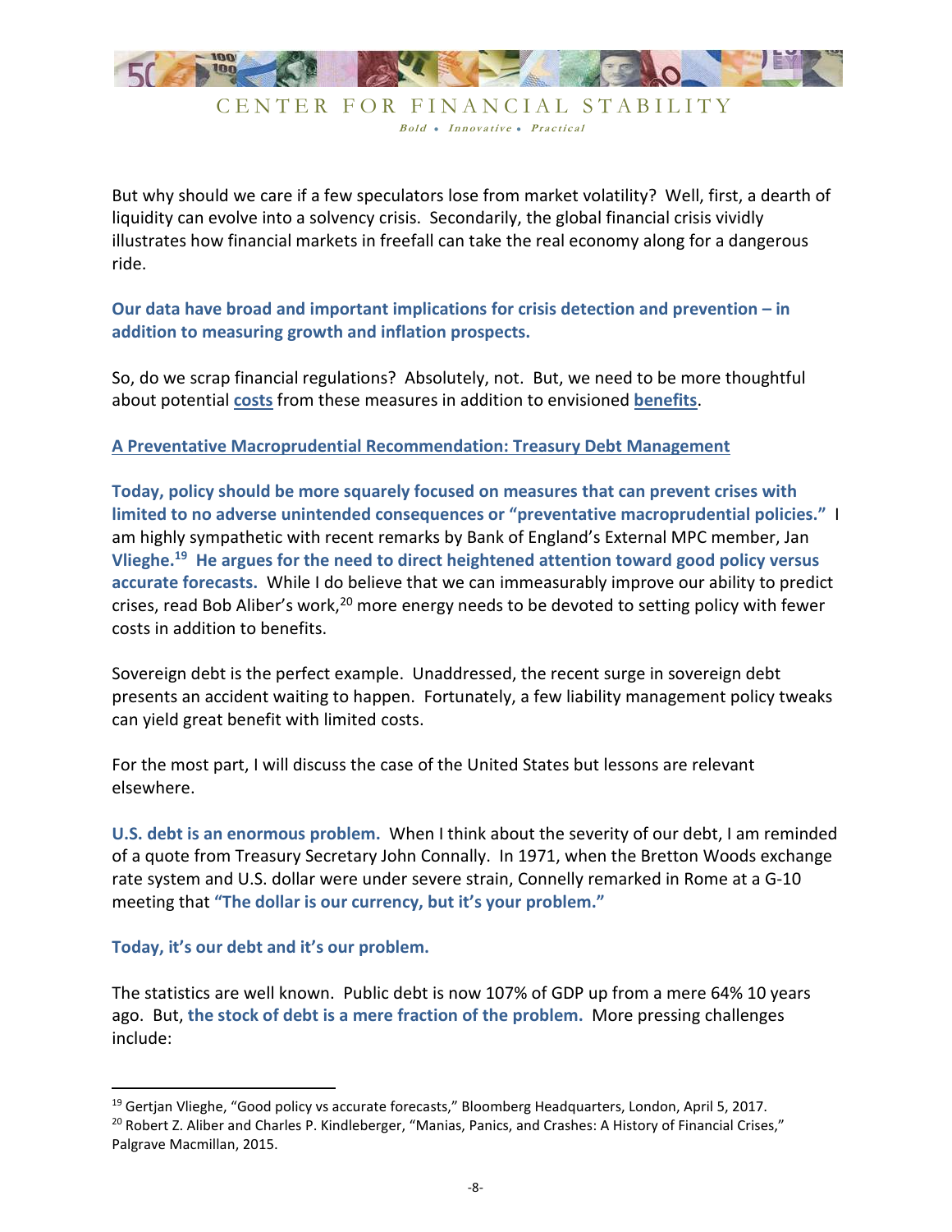But why should we care if a few speculators lose from market volatility? Well, first, a dearth of liquidity can evolve into a solvency crisis. Secondarily, the global financial crisis vividly illustrates how financial markets in freefall can take the real economy along for a dangerous ride.

**Our data have broad and important implications for crisis detection and prevention – in addition to measuring growth and inflation prospects.**

So, do we scrap financial regulations? Absolutely, not. But, we need to be more thoughtful about potential **costs** from these measures in addition to envisioned **benefits**.

## A Preventative Macroprudential Recommendation: Treasury Debt Management

**Today, policy should be more squarely focused on measures that can prevent crises with limited to no adverse unintended consequences or "preventative macroprudential policies."** I am highly sympathetic with recent remarks by Bank of England's External MPC member, Jan **Vlieghe.**[19] **He argues for the need to direct heightened attention toward good policy versus accurate forecasts.** While I do believe that we can immeasurably improve our ability to predict crises, read Bob Aliber's work,[20] more energy needs to be devoted to setting policy with fewer costs in addition to benefits.

Sovereign debt is the perfect example. Unaddressed, the recent surge in sovereign debt presents an accident waiting to happen. Fortunately, a few liability management policy tweaks can yield great benefit with limited costs.

For the most part, I will discuss the case of the United States but lessons are relevant elsewhere.

**U.S. debt is an enormous problem.** When I think about the severity of our debt, I am reminded of a quote from Treasury Secretary John Connally. In 1971, when the Bretton Woods exchange rate system and U.S. dollar were under severe strain, Connelly remarked in Rome at a G-10 meeting that **"The dollar is our currency, but it's your problem."**

**Today, it's our debt and it's our problem.**

The statistics are well known. Public debt is now 107% of GDP up from a mere 64% 10 years ago. But, **the stock of debt is a mere fraction of the problem.** More pressing challenges include:

---

[19] Gertjan Vlieghe, "Good policy vs accurate forecasts," Bloomberg Headquarters, London, April 5, 2017.

[20] Robert Z. Aliber and Charles P. Kindleberger, "Manias, Panics, and Crashes: A History of Financial Crises," Palgrave Macmillan, 2015.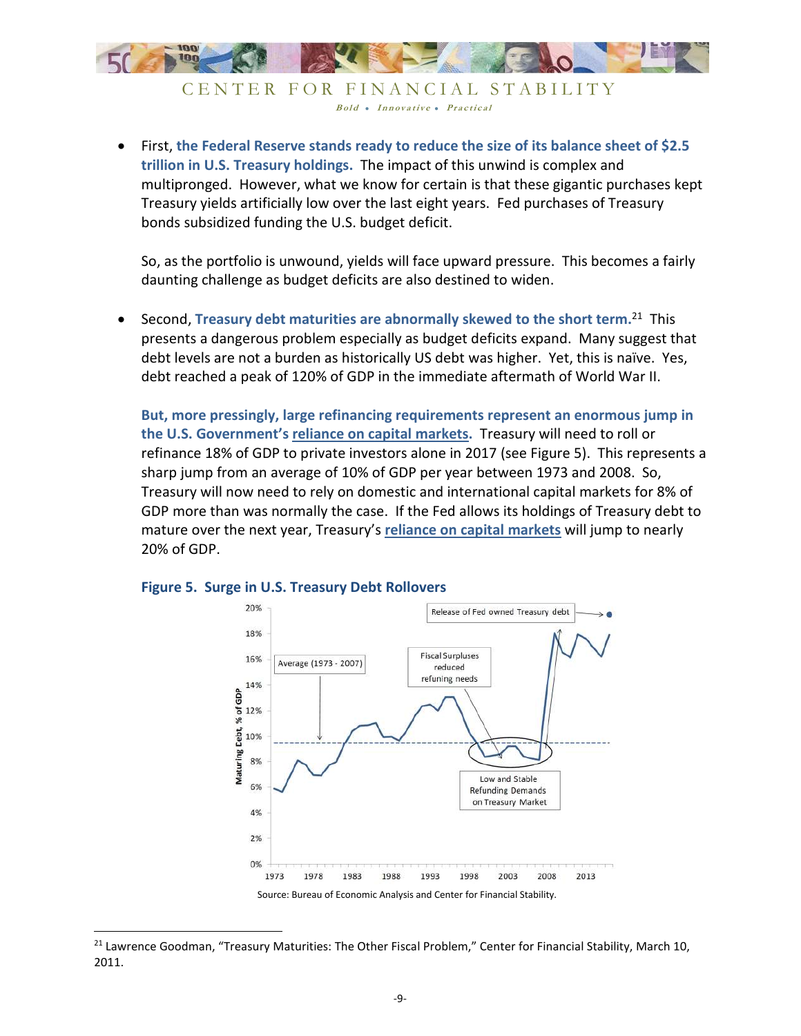- First, **the Federal Reserve stands ready to reduce the size of its balance sheet of $2.5 trillion in U.S. Treasury holdings.** The impact of this unwind is complex and multipronged. However, what we know for certain is that these gigantic purchases kept Treasury yields artificially low over the last eight years. Fed purchases of Treasury bonds subsidized funding the U.S. budget deficit.

  So, as the portfolio is unwound, yields will face upward pressure. This becomes a fairly daunting challenge as budget deficits are also destined to widen.

- Second, **Treasury debt maturities are abnormally skewed to the short term.**[21] This presents a dangerous problem especially as budget deficits expand. Many suggest that debt levels are not a burden as historically US debt was higher. Yet, this is naïve. Yes, debt reached a peak of 120% of GDP in the immediate aftermath of World War II.

  **But, more pressingly, large refinancing requirements represent an enormous jump in the U.S. Government's reliance on capital markets.** Treasury will need to roll or refinance 18% of GDP to private investors alone in 2017 (see Figure 5). This represents a sharp jump from an average of 10% of GDP per year between 1973 and 2008. So, Treasury will now need to rely on domestic and international capital markets for 8% of GDP more than was normally the case. If the Fed allows its holdings of Treasury debt to mature over the next year, Treasury's **reliance on capital markets** will jump to nearly 20% of GDP.

**Figure 5. Surge in U.S. Treasury Debt Rollovers**

Source: Bureau of Economic Analysis and Center for Financial Stability.

---

[21] Lawrence Goodman, "Treasury Maturities: The Other Fiscal Problem," Center for Financial Stability, March 10, 2011.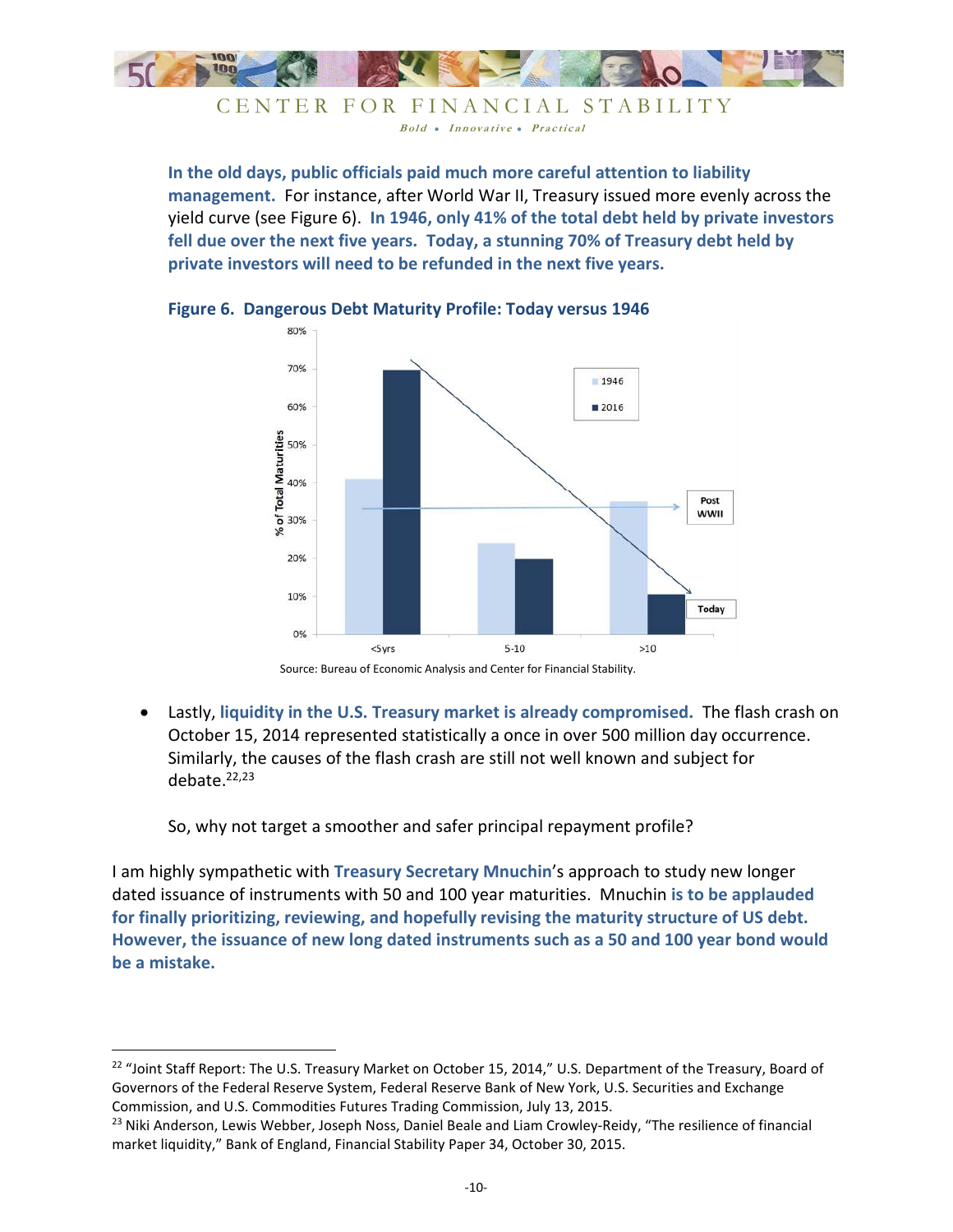**In the old days, public officials paid much more careful attention to liability management.** For instance, after World War II, Treasury issued more evenly across the yield curve (see Figure 6). **In 1946, only 41% of the total debt held by private investors fell due over the next five years. Today, a stunning 70% of Treasury debt held by private investors will need to be refunded in the next five years.**

**Figure 6. Dangerous Debt Maturity Profile: Today versus 1946**

Source: Bureau of Economic Analysis and Center for Financial Stability.

- Lastly, **liquidity in the U.S. Treasury market is already compromised.** The flash crash on October 15, 2014 represented statistically a once in over 500 million day occurrence. Similarly, the causes of the flash crash are still not well known and subject for debate.[22,23]

  So, why not target a smoother and safer principal repayment profile?

I am highly sympathetic with **Treasury Secretary Mnuchin**'s approach to study new longer dated issuance of instruments with 50 and 100 year maturities. Mnuchin **is to be applauded for finally prioritizing, reviewing, and hopefully revising the maturity structure of US debt. However, the issuance of new long dated instruments such as a 50 and 100 year bond would be a mistake.**

---

[22] "Joint Staff Report: The U.S. Treasury Market on October 15, 2014," U.S. Department of the Treasury, Board of Governors of the Federal Reserve System, Federal Reserve Bank of New York, U.S. Securities and Exchange Commission, and U.S. Commodities Futures Trading Commission, July 13, 2015.

[23] Niki Anderson, Lewis Webber, Joseph Noss, Daniel Beale and Liam Crowley-Reidy, "The resilience of financial market liquidity," Bank of England, Financial Stability Paper 34, October 30, 2015.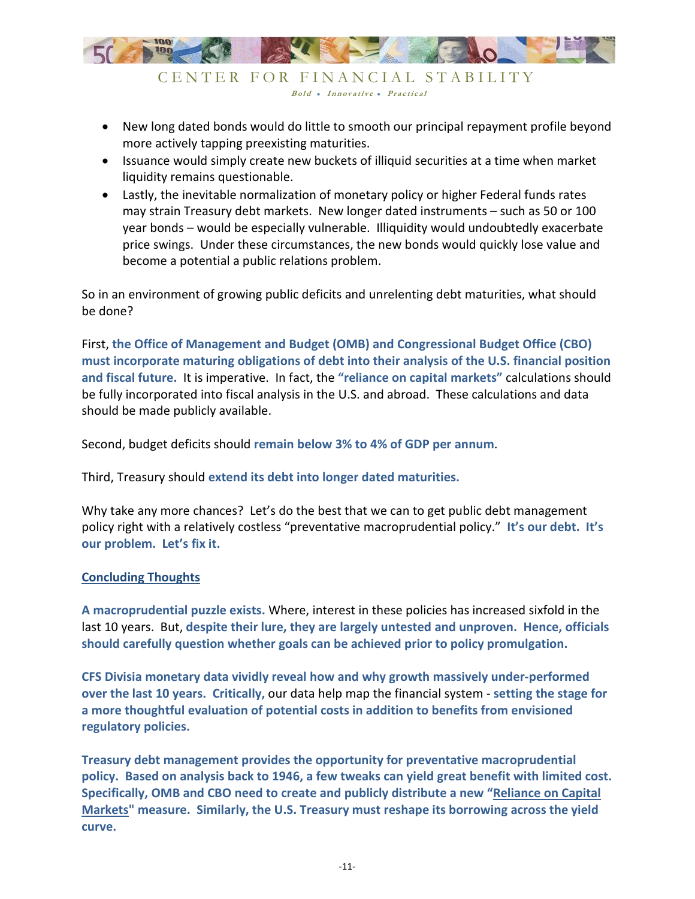- New long dated bonds would do little to smooth our principal repayment profile beyond more actively tapping preexisting maturities.
- Issuance would simply create new buckets of illiquid securities at a time when market liquidity remains questionable.
- Lastly, the inevitable normalization of monetary policy or higher Federal funds rates may strain Treasury debt markets. New longer dated instruments – such as 50 or 100 year bonds – would be especially vulnerable. Illiquidity would undoubtedly exacerbate price swings. Under these circumstances, the new bonds would quickly lose value and become a potential a public relations problem.

So in an environment of growing public deficits and unrelenting debt maturities, what should be done?

First, **the Office of Management and Budget (OMB) and Congressional Budget Office (CBO) must incorporate maturing obligations of debt into their analysis of the U.S. financial position and fiscal future.** It is imperative. In fact, the **"reliance on capital markets"** calculations should be fully incorporated into fiscal analysis in the U.S. and abroad. These calculations and data should be made publicly available.

Second, budget deficits should **remain below 3% to 4% of GDP per annum**.

Third, Treasury should **extend its debt into longer dated maturities.**

Why take any more chances? Let's do the best that we can to get public debt management policy right with a relatively costless "preventative macroprudential policy." **It's our debt. It's our problem. Let's fix it.**

## Concluding Thoughts

**A macroprudential puzzle exists.** Where, interest in these policies has increased sixfold in the last 10 years. But, **despite their lure, they are largely untested and unproven. Hence, officials should carefully question whether goals can be achieved prior to policy promulgation.**

**CFS Divisia monetary data vividly reveal how and why growth massively under-performed over the last 10 years. Critically,** our data help map the financial system - **setting the stage for a more thoughtful evaluation of potential costs in addition to benefits from envisioned regulatory policies.**

**Treasury debt management provides the opportunity for preventative macroprudential policy. Based on analysis back to 1946, a few tweaks can yield great benefit with limited cost. Specifically, OMB and CBO need to create and publicly distribute a new "Reliance on Capital Markets" measure. Similarly, the U.S. Treasury must reshape its borrowing across the yield curve.**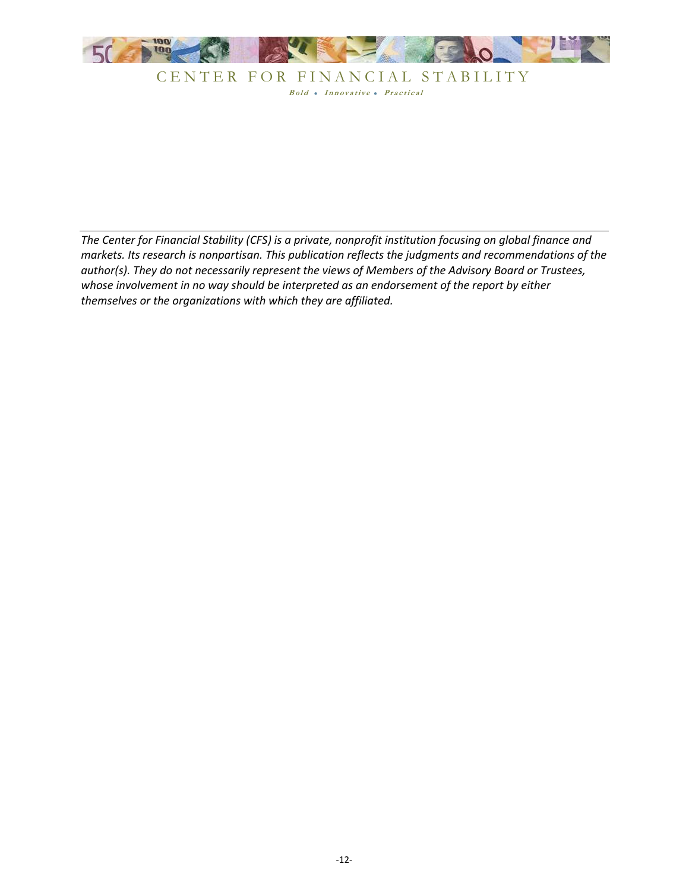CENTER FOR FINANCIAL STABILITY

**Bold • Innovative • Practical**

---

*The Center for Financial Stability (CFS) is a private, nonprofit institution focusing on global finance and markets. Its research is nonpartisan. This publication reflects the judgments and recommendations of the author(s). They do not necessarily represent the views of Members of the Advisory Board or Trustees, whose involvement in no way should be interpreted as an endorsement of the report by either themselves or the organizations with which they are affiliated.*